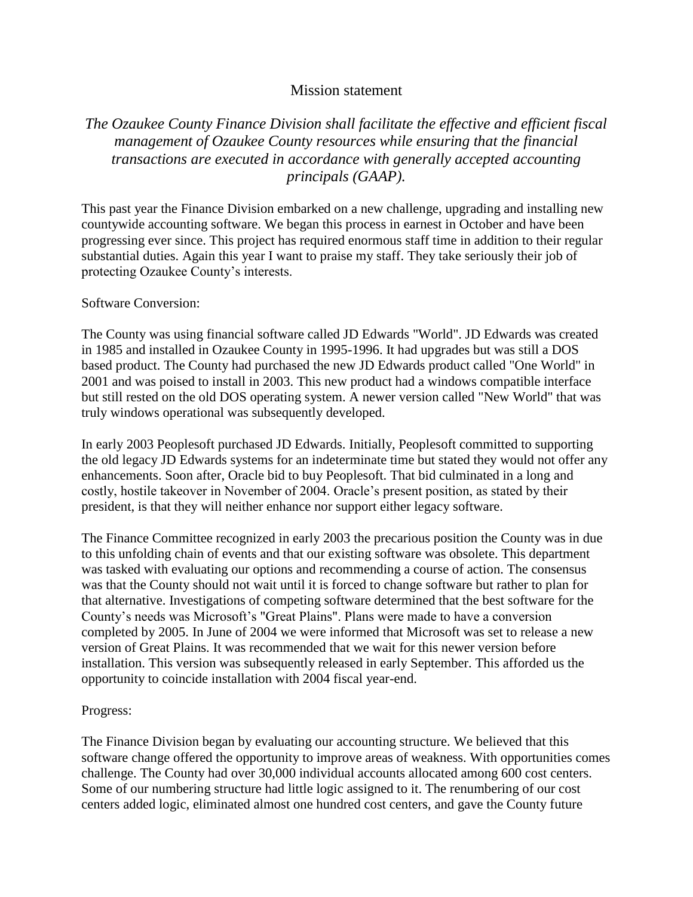# Mission statement

*The Ozaukee County Finance Division shall facilitate the effective and efficient fiscal management of Ozaukee County resources while ensuring that the financial transactions are executed in accordance with generally accepted accounting principals (GAAP).*

This past year the Finance Division embarked on a new challenge, upgrading and installing new countywide accounting software. We began this process in earnest in October and have been progressing ever since. This project has required enormous staff time in addition to their regular substantial duties. Again this year I want to praise my staff. They take seriously their job of protecting Ozaukee County's interests.

Software Conversion:

The County was using financial software called JD Edwards "World". JD Edwards was created in 1985 and installed in Ozaukee County in 1995-1996. It had upgrades but was still a DOS based product. The County had purchased the new JD Edwards product called "One World" in 2001 and was poised to install in 2003. This new product had a windows compatible interface but still rested on the old DOS operating system. A newer version called "New World" that was truly windows operational was subsequently developed.

In early 2003 Peoplesoft purchased JD Edwards. Initially, Peoplesoft committed to supporting the old legacy JD Edwards systems for an indeterminate time but stated they would not offer any enhancements. Soon after, Oracle bid to buy Peoplesoft. That bid culminated in a long and costly, hostile takeover in November of 2004. Oracle's present position, as stated by their president, is that they will neither enhance nor support either legacy software.

The Finance Committee recognized in early 2003 the precarious position the County was in due to this unfolding chain of events and that our existing software was obsolete. This department was tasked with evaluating our options and recommending a course of action. The consensus was that the County should not wait until it is forced to change software but rather to plan for that alternative. Investigations of competing software determined that the best software for the County's needs was Microsoft's "Great Plains". Plans were made to have a conversion completed by 2005. In June of 2004 we were informed that Microsoft was set to release a new version of Great Plains. It was recommended that we wait for this newer version before installation. This version was subsequently released in early September. This afforded us the opportunity to coincide installation with 2004 fiscal year-end.

Progress:

The Finance Division began by evaluating our accounting structure. We believed that this software change offered the opportunity to improve areas of weakness. With opportunities comes challenge. The County had over 30,000 individual accounts allocated among 600 cost centers. Some of our numbering structure had little logic assigned to it. The renumbering of our cost centers added logic, eliminated almost one hundred cost centers, and gave the County future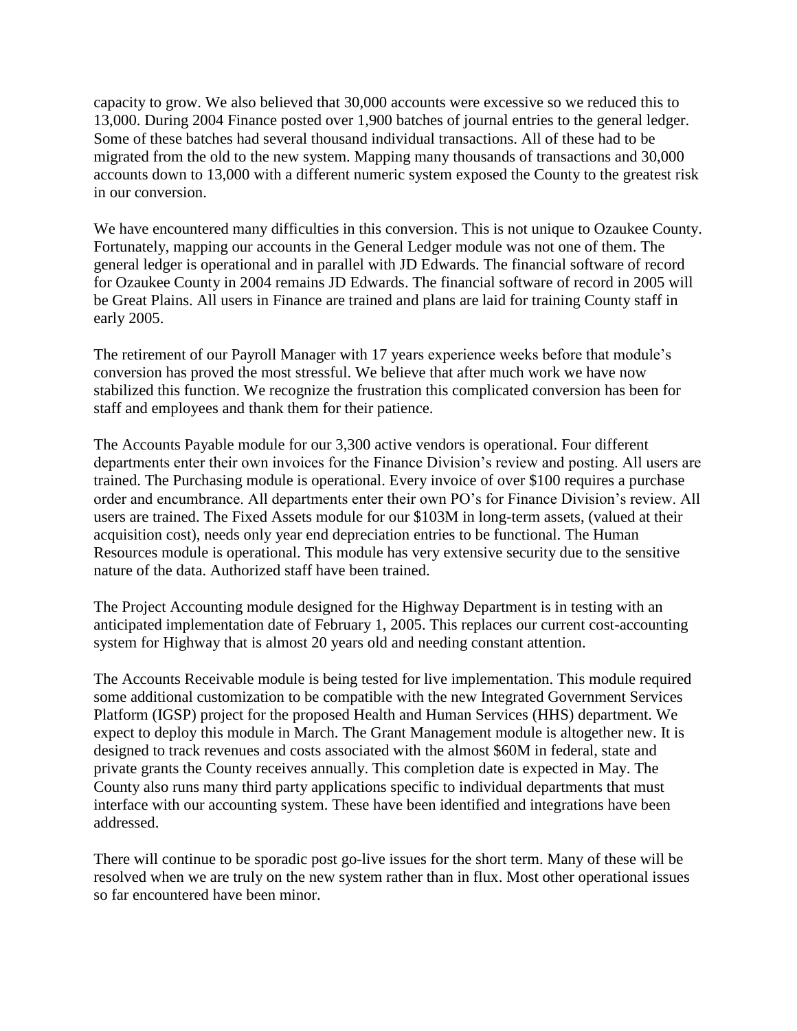capacity to grow. We also believed that 30,000 accounts were excessive so we reduced this to 13,000. During 2004 Finance posted over 1,900 batches of journal entries to the general ledger. Some of these batches had several thousand individual transactions. All of these had to be migrated from the old to the new system. Mapping many thousands of transactions and 30,000 accounts down to 13,000 with a different numeric system exposed the County to the greatest risk in our conversion.

We have encountered many difficulties in this conversion. This is not unique to Ozaukee County. Fortunately, mapping our accounts in the General Ledger module was not one of them. The general ledger is operational and in parallel with JD Edwards. The financial software of record for Ozaukee County in 2004 remains JD Edwards. The financial software of record in 2005 will be Great Plains. All users in Finance are trained and plans are laid for training County staff in early 2005.

The retirement of our Payroll Manager with 17 years experience weeks before that module's conversion has proved the most stressful. We believe that after much work we have now stabilized this function. We recognize the frustration this complicated conversion has been for staff and employees and thank them for their patience.

The Accounts Payable module for our 3,300 active vendors is operational. Four different departments enter their own invoices for the Finance Division's review and posting. All users are trained. The Purchasing module is operational. Every invoice of over $100 requires a purchase order and encumbrance. All departments enter their own PO's for Finance Division's review. All users are trained. The Fixed Assets module for our $103M in long-term assets, (valued at their acquisition cost), needs only year end depreciation entries to be functional. The Human Resources module is operational. This module has very extensive security due to the sensitive nature of the data. Authorized staff have been trained.

The Project Accounting module designed for the Highway Department is in testing with an anticipated implementation date of February 1, 2005. This replaces our current cost-accounting system for Highway that is almost 20 years old and needing constant attention.

The Accounts Receivable module is being tested for live implementation. This module required some additional customization to be compatible with the new Integrated Government Services Platform (IGSP) project for the proposed Health and Human Services (HHS) department. We expect to deploy this module in March. The Grant Management module is altogether new. It is designed to track revenues and costs associated with the almost $60M in federal, state and private grants the County receives annually. This completion date is expected in May. The County also runs many third party applications specific to individual departments that must interface with our accounting system. These have been identified and integrations have been addressed.

There will continue to be sporadic post go-live issues for the short term. Many of these will be resolved when we are truly on the new system rather than in flux. Most other operational issues so far encountered have been minor.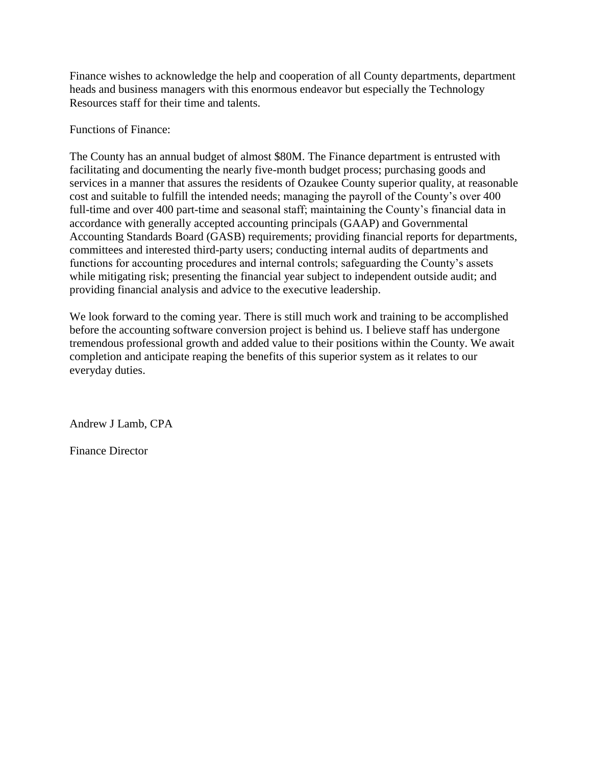Finance wishes to acknowledge the help and cooperation of all County departments, department heads and business managers with this enormous endeavor but especially the Technology Resources staff for their time and talents.

Functions of Finance:

The County has an annual budget of almost $80M. The Finance department is entrusted with facilitating and documenting the nearly five-month budget process; purchasing goods and services in a manner that assures the residents of Ozaukee County superior quality, at reasonable cost and suitable to fulfill the intended needs; managing the payroll of the County's over 400 full-time and over 400 part-time and seasonal staff; maintaining the County's financial data in accordance with generally accepted accounting principals (GAAP) and Governmental Accounting Standards Board (GASB) requirements; providing financial reports for departments, committees and interested third-party users; conducting internal audits of departments and functions for accounting procedures and internal controls; safeguarding the County's assets while mitigating risk; presenting the financial year subject to independent outside audit; and providing financial analysis and advice to the executive leadership.

We look forward to the coming year. There is still much work and training to be accomplished before the accounting software conversion project is behind us. I believe staff has undergone tremendous professional growth and added value to their positions within the County. We await completion and anticipate reaping the benefits of this superior system as it relates to our everyday duties.

Andrew J Lamb, CPA

Finance Director